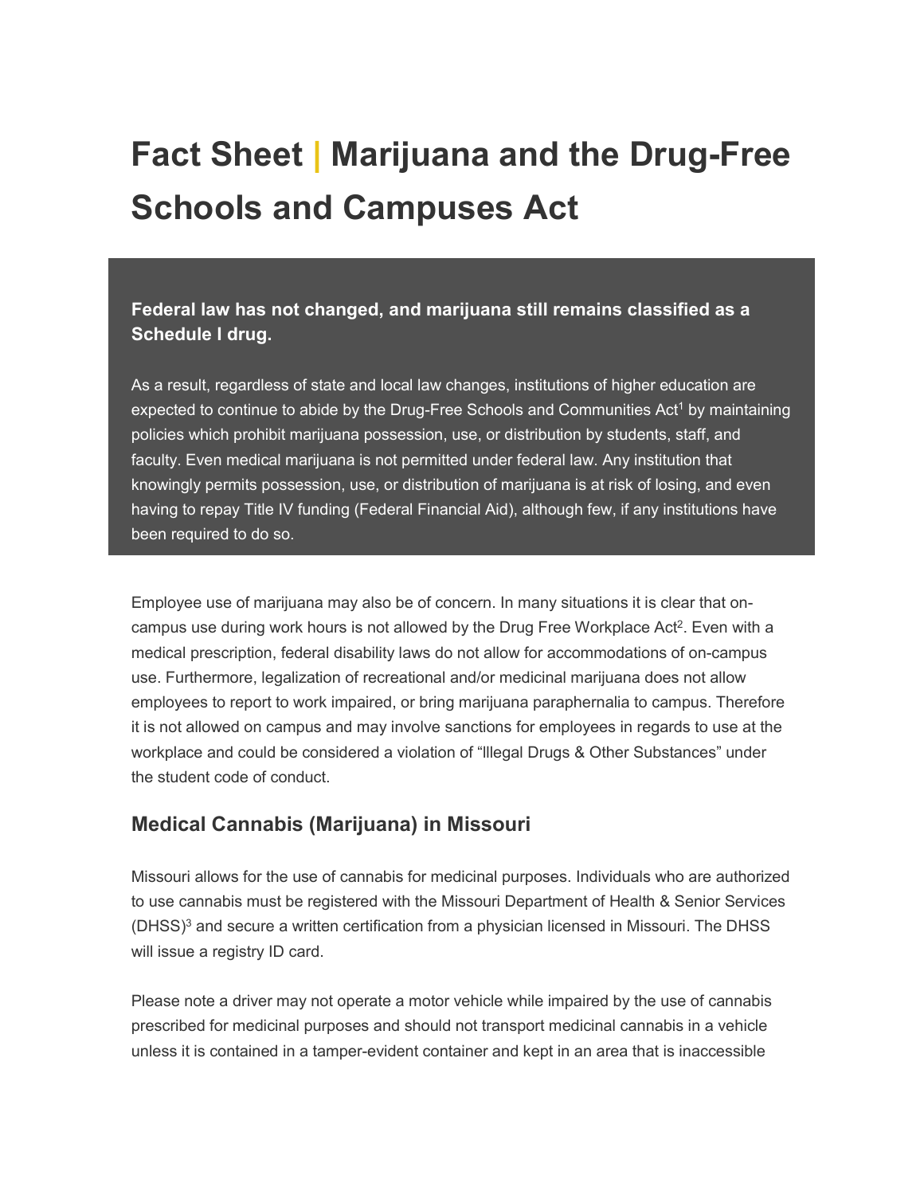# Fact Sheet | Marijuana and the Drug-Free Schools and Campuses Act

**Federal law has not changed, and marijuana still remains classified as a Schedule I drug.**

As a result, regardless of state and local law changes, institutions of higher education are expected to continue to abide by the Drug-Free Schools and Communities Act[1] by maintaining policies which prohibit marijuana possession, use, or distribution by students, staff, and faculty. Even medical marijuana is not permitted under federal law. Any institution that knowingly permits possession, use, or distribution of marijuana is at risk of losing, and even having to repay Title IV funding (Federal Financial Aid), although few, if any institutions have been required to do so.

Employee use of marijuana may also be of concern. In many situations it is clear that on-campus use during work hours is not allowed by the Drug Free Workplace Act[2]. Even with a medical prescription, federal disability laws do not allow for accommodations of on-campus use. Furthermore, legalization of recreational and/or medicinal marijuana does not allow employees to report to work impaired, or bring marijuana paraphernalia to campus. Therefore it is not allowed on campus and may involve sanctions for employees in regards to use at the workplace and could be considered a violation of "Illegal Drugs & Other Substances" under the student code of conduct.

## Medical Cannabis (Marijuana) in Missouri

Missouri allows for the use of cannabis for medicinal purposes. Individuals who are authorized to use cannabis must be registered with the Missouri Department of Health & Senior Services (DHSS)[3] and secure a written certification from a physician licensed in Missouri. The DHSS will issue a registry ID card.

Please note a driver may not operate a motor vehicle while impaired by the use of cannabis prescribed for medicinal purposes and should not transport medicinal cannabis in a vehicle unless it is contained in a tamper-evident container and kept in an area that is inaccessible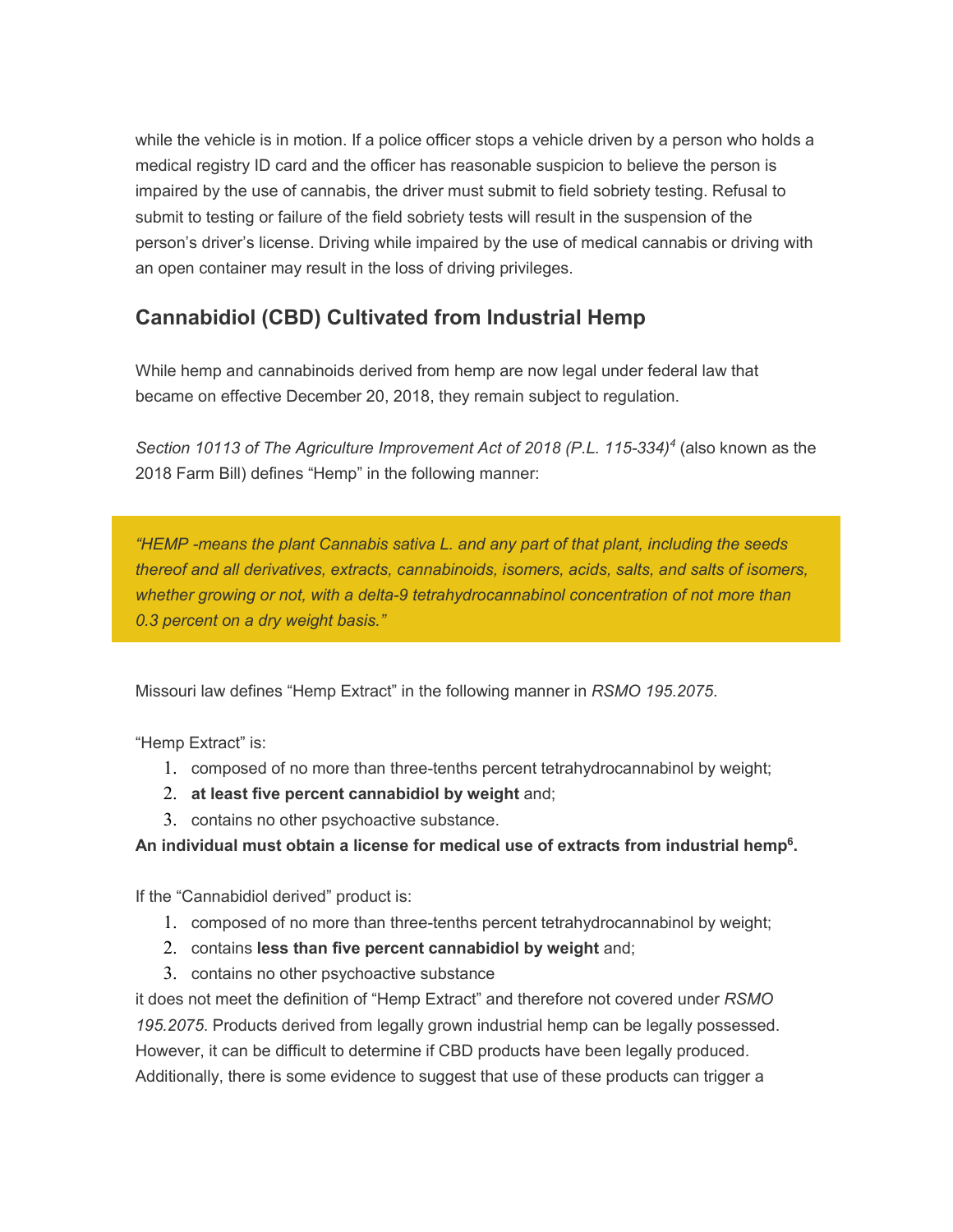while the vehicle is in motion. If a police officer stops a vehicle driven by a person who holds a medical registry ID card and the officer has reasonable suspicion to believe the person is impaired by the use of cannabis, the driver must submit to field sobriety testing. Refusal to submit to testing or failure of the field sobriety tests will result in the suspension of the person's driver's license. Driving while impaired by the use of medical cannabis or driving with an open container may result in the loss of driving privileges.

## Cannabidiol (CBD) Cultivated from Industrial Hemp

While hemp and cannabinoids derived from hemp are now legal under federal law that became on effective December 20, 2018, they remain subject to regulation.

*Section 10113 of The Agriculture Improvement Act of 2018 (P.L. 115-334)*[4] (also known as the 2018 Farm Bill) defines "Hemp" in the following manner:

> *"HEMP -means the plant Cannabis sativa L. and any part of that plant, including the seeds thereof and all derivatives, extracts, cannabinoids, isomers, acids, salts, and salts of isomers, whether growing or not, with a delta-9 tetrahydrocannabinol concentration of not more than 0.3 percent on a dry weight basis."*

Missouri law defines "Hemp Extract" in the following manner in *RSMO 195.2075*.

"Hemp Extract" is:

1. composed of no more than three-tenths percent tetrahydrocannabinol by weight;
2. **at least five percent cannabidiol by weight** and;
3. contains no other psychoactive substance.

**An individual must obtain a license for medical use of extracts from industrial hemp[6].**

If the "Cannabidiol derived" product is:

1. composed of no more than three-tenths percent tetrahydrocannabinol by weight;
2. contains **less than five percent cannabidiol by weight** and;
3. contains no other psychoactive substance

it does not meet the definition of "Hemp Extract" and therefore not covered under *RSMO 195.2075*. Products derived from legally grown industrial hemp can be legally possessed. However, it can be difficult to determine if CBD products have been legally produced. Additionally, there is some evidence to suggest that use of these products can trigger a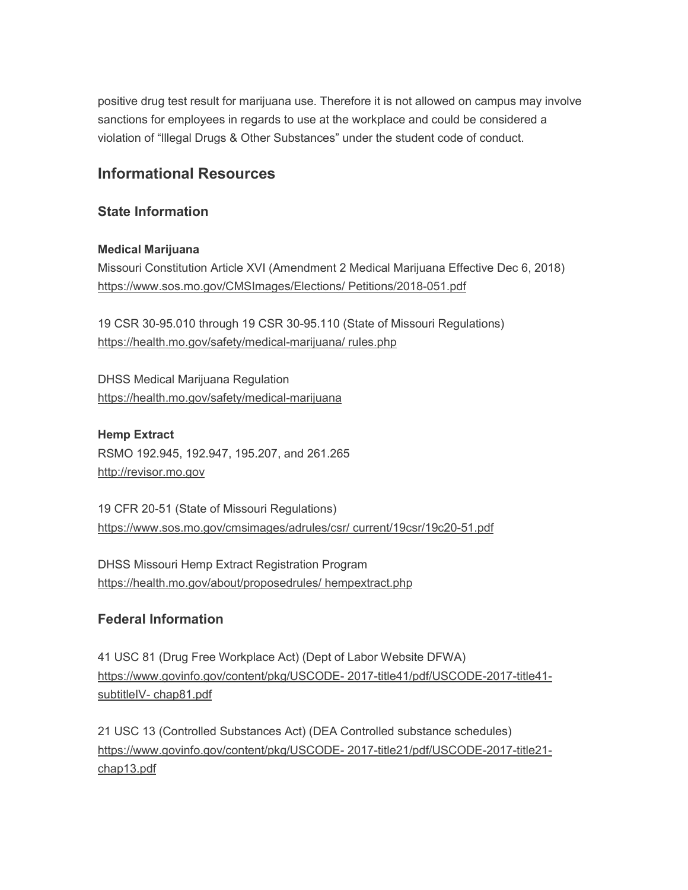positive drug test result for marijuana use. Therefore it is not allowed on campus may involve sanctions for employees in regards to use at the workplace and could be considered a violation of "Illegal Drugs & Other Substances" under the student code of conduct.

## Informational Resources

### State Information

**Medical Marijuana**
Missouri Constitution Article XVI (Amendment 2 Medical Marijuana Effective Dec 6, 2018)
https://www.sos.mo.gov/CMSImages/Elections/ Petitions/2018-051.pdf

19 CSR 30-95.010 through 19 CSR 30-95.110 (State of Missouri Regulations)
https://health.mo.gov/safety/medical-marijuana/ rules.php

DHSS Medical Marijuana Regulation
https://health.mo.gov/safety/medical-marijuana

**Hemp Extract**
RSMO 192.945, 192.947, 195.207, and 261.265
http://revisor.mo.gov

19 CFR 20-51 (State of Missouri Regulations)
https://www.sos.mo.gov/cmsimages/adrules/csr/ current/19csr/19c20-51.pdf

DHSS Missouri Hemp Extract Registration Program
https://health.mo.gov/about/proposedrules/ hempextract.php

### Federal Information

41 USC 81 (Drug Free Workplace Act) (Dept of Labor Website DFWA)
https://www.govinfo.gov/content/pkg/USCODE- 2017-title41/pdf/USCODE-2017-title41-subtitleIV- chap81.pdf

21 USC 13 (Controlled Substances Act) (DEA Controlled substance schedules)
https://www.govinfo.gov/content/pkg/USCODE- 2017-title21/pdf/USCODE-2017-title21-chap13.pdf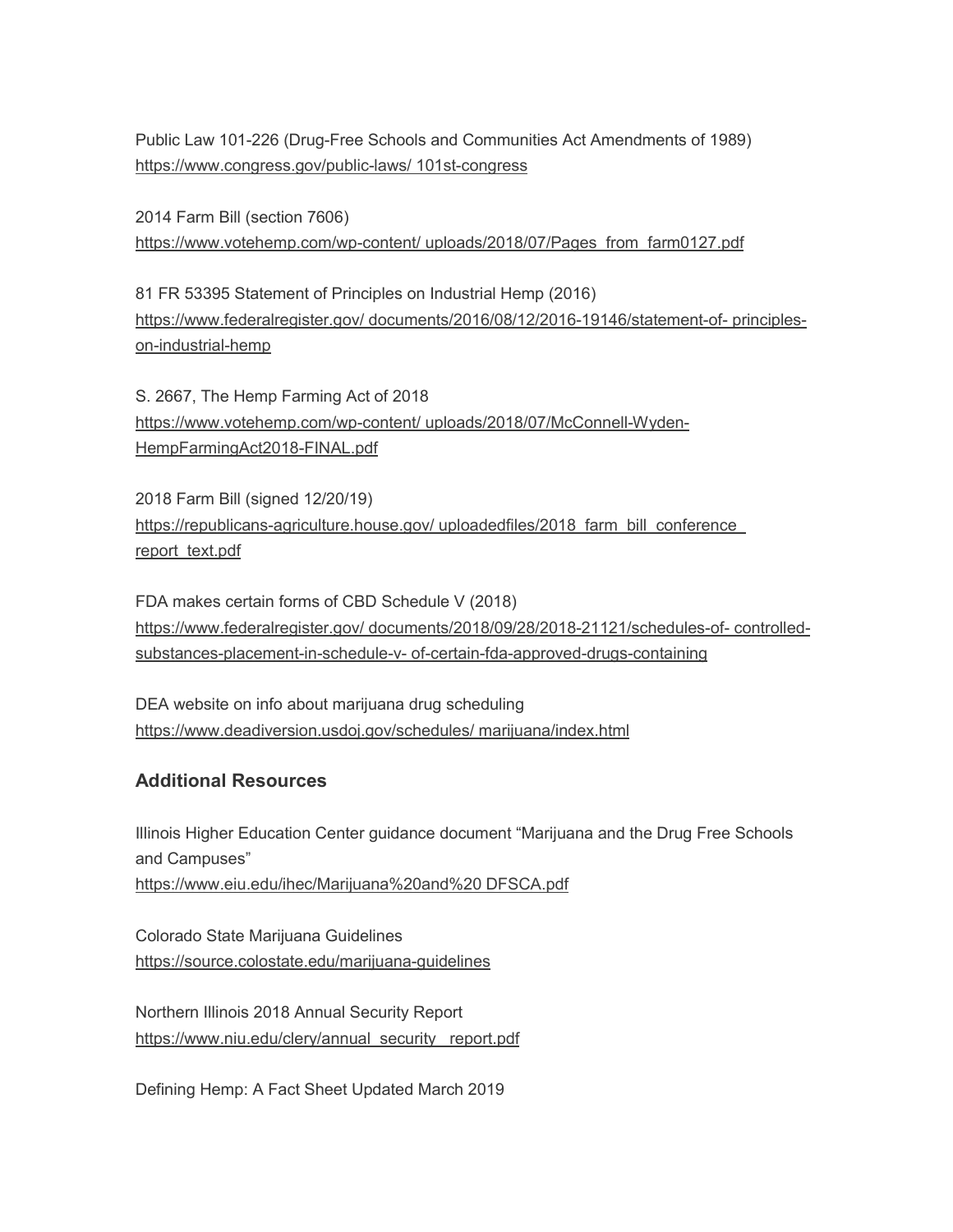Public Law 101-226 (Drug-Free Schools and Communities Act Amendments of 1989)
https://www.congress.gov/public-laws/ 101st-congress

2014 Farm Bill (section 7606)
https://www.votehemp.com/wp-content/ uploads/2018/07/Pages_from_farm0127.pdf

81 FR 53395 Statement of Principles on Industrial Hemp (2016)
https://www.federalregister.gov/ documents/2016/08/12/2016-19146/statement-of- principles-on-industrial-hemp

S. 2667, The Hemp Farming Act of 2018
https://www.votehemp.com/wp-content/ uploads/2018/07/McConnell-Wyden-HempFarmingAct2018-FINAL.pdf

2018 Farm Bill (signed 12/20/19)
https://republicans-agriculture.house.gov/ uploadedfiles/2018_farm_bill_conference_ report_text.pdf

FDA makes certain forms of CBD Schedule V (2018)
https://www.federalregister.gov/ documents/2018/09/28/2018-21121/schedules-of- controlled-substances-placement-in-schedule-v- of-certain-fda-approved-drugs-containing

DEA website on info about marijuana drug scheduling
https://www.deadiversion.usdoj.gov/schedules/ marijuana/index.html

### Additional Resources

Illinois Higher Education Center guidance document "Marijuana and the Drug Free Schools and Campuses"
https://www.eiu.edu/ihec/Marijuana%20and%20 DFSCA.pdf

Colorado State Marijuana Guidelines
https://source.colostate.edu/marijuana-guidelines

Northern Illinois 2018 Annual Security Report
https://www.niu.edu/clery/annual_security_ report.pdf

Defining Hemp: A Fact Sheet Updated March 2019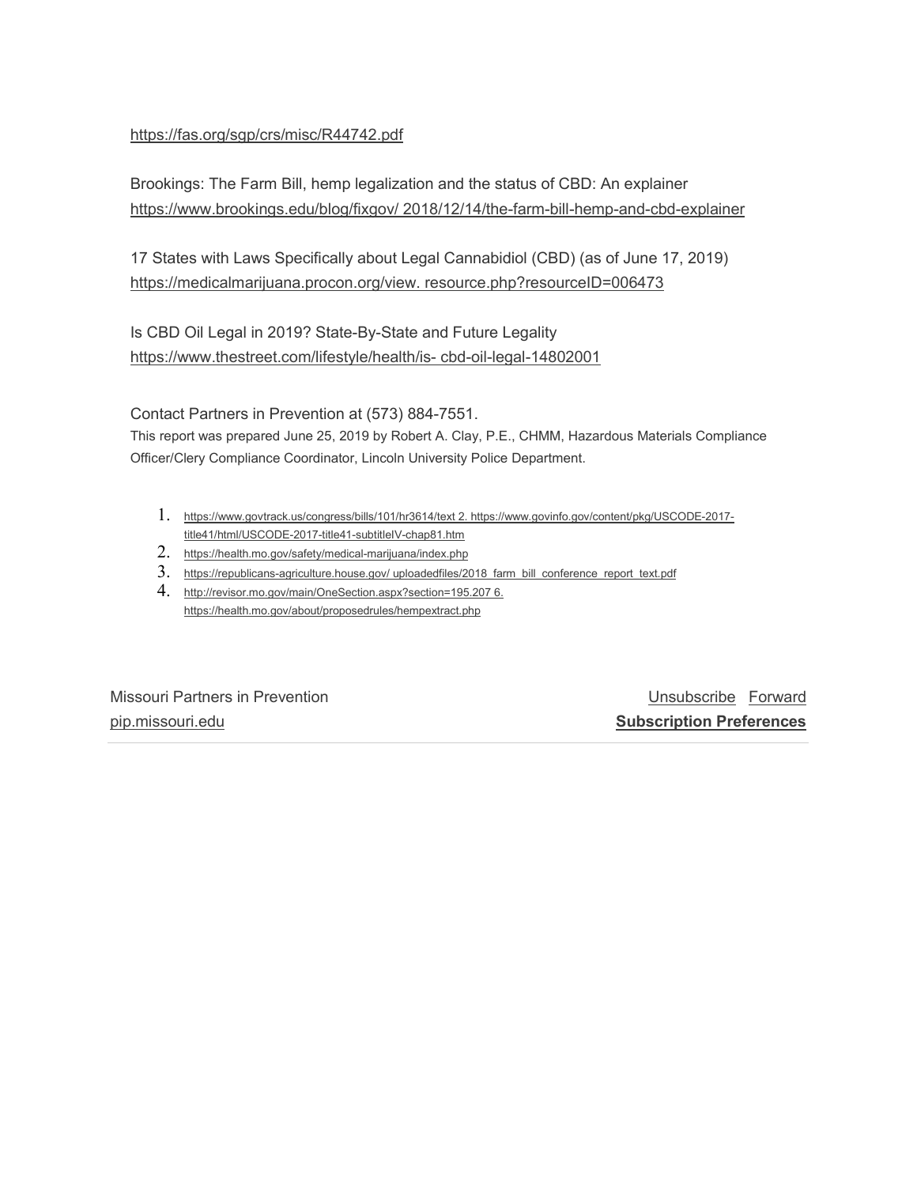https://fas.org/sgp/crs/misc/R44742.pdf

Brookings: The Farm Bill, hemp legalization and the status of CBD: An explainer
https://www.brookings.edu/blog/fixgov/ 2018/12/14/the-farm-bill-hemp-and-cbd-explainer

17 States with Laws Specifically about Legal Cannabidiol (CBD) (as of June 17, 2019)
https://medicalmarijuana.procon.org/view. resource.php?resourceID=006473

Is CBD Oil Legal in 2019? State-By-State and Future Legality
https://www.thestreet.com/lifestyle/health/is- cbd-oil-legal-14802001

Contact Partners in Prevention at (573) 884-7551.

This report was prepared June 25, 2019 by Robert A. Clay, P.E., CHMM, Hazardous Materials Compliance Officer/Clery Compliance Coordinator, Lincoln University Police Department.

1. https://www.govtrack.us/congress/bills/101/hr3614/text 2. https://www.govinfo.gov/content/pkg/USCODE-2017-title41/html/USCODE-2017-title41-subtitleIV-chap81.htm
2. https://health.mo.gov/safety/medical-marijuana/index.php
3. https://republicans-agriculture.house.gov/ uploadedfiles/2018_farm_bill_conference_report_text.pdf
4. http://revisor.mo.gov/main/OneSection.aspx?section=195.207 6. https://health.mo.gov/about/proposedrules/hempextract.php

Missouri Partners in Prevention
pip.missouri.edu

Unsubscribe Forward
**Subscription Preferences**